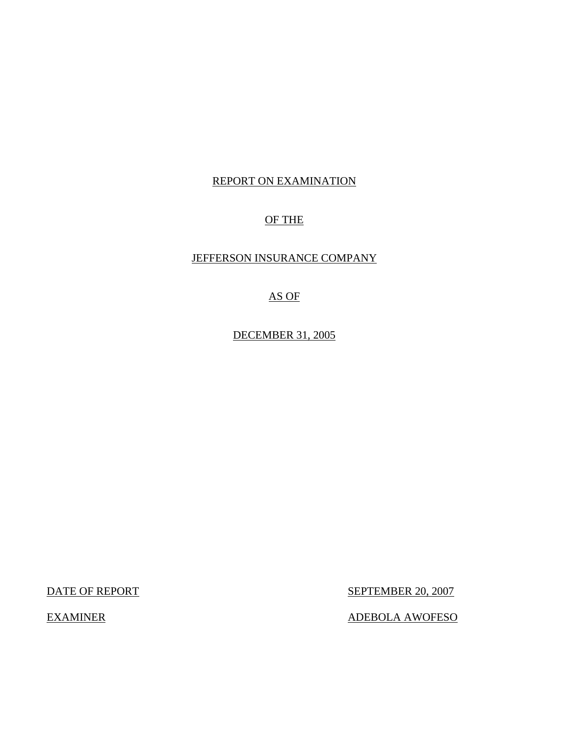# REPORT ON EXAMINATION

# OF THE

# JEFFERSON INSURANCE COMPANY

# AS OF

# DECEMBER 31, 2005

| DATE OF REPORT | SEPTEMBER 20, 2007 |
|---|---|
| EXAMINER | ADEBOLA AWOFESO |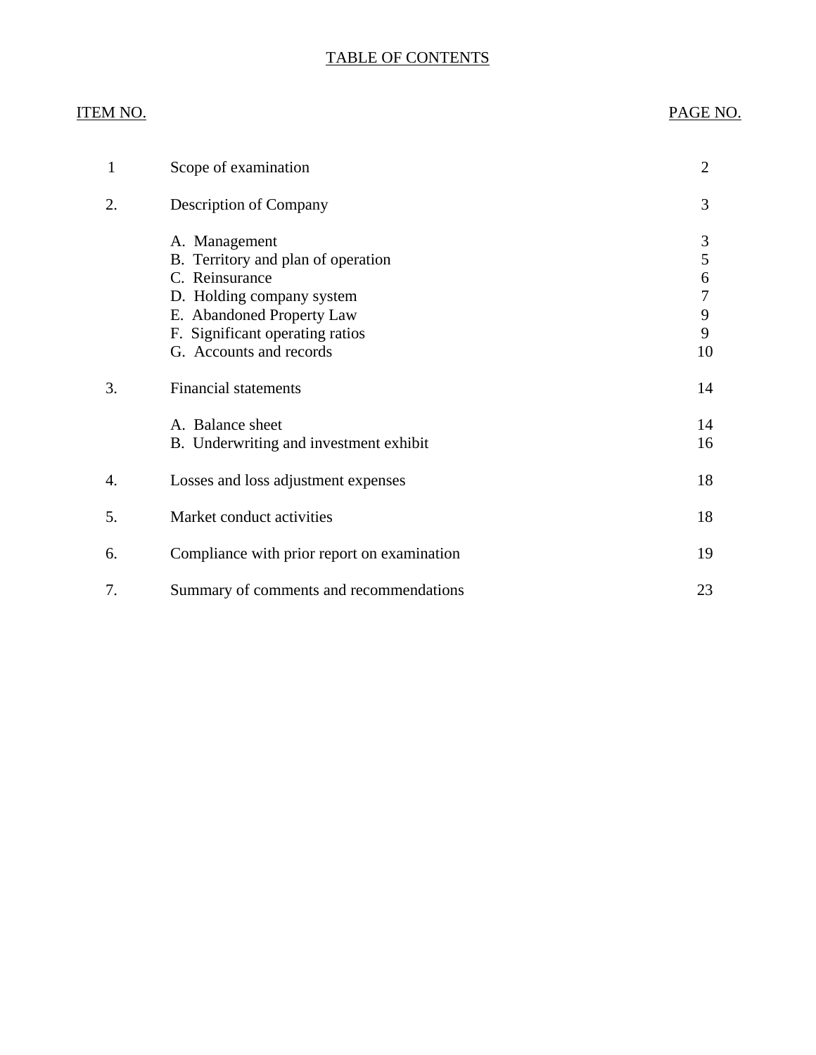# TABLE OF CONTENTS

| ITEM NO. | | PAGE NO. |
|---|---|---|
| 1 | Scope of examination | 2 |
| 2. | Description of Company | 3 |
| | A. Management | 3 |
| | B. Territory and plan of operation | 5 |
| | C. Reinsurance | 6 |
| | D. Holding company system | 7 |
| | E. Abandoned Property Law | 9 |
| | F. Significant operating ratios | 9 |
| | G. Accounts and records | 10 |
| 3. | Financial statements | 14 |
| | A. Balance sheet | 14 |
| | B. Underwriting and investment exhibit | 16 |
| 4. | Losses and loss adjustment expenses | 18 |
| 5. | Market conduct activities | 18 |
| 6. | Compliance with prior report on examination | 19 |
| 7. | Summary of comments and recommendations | 23 |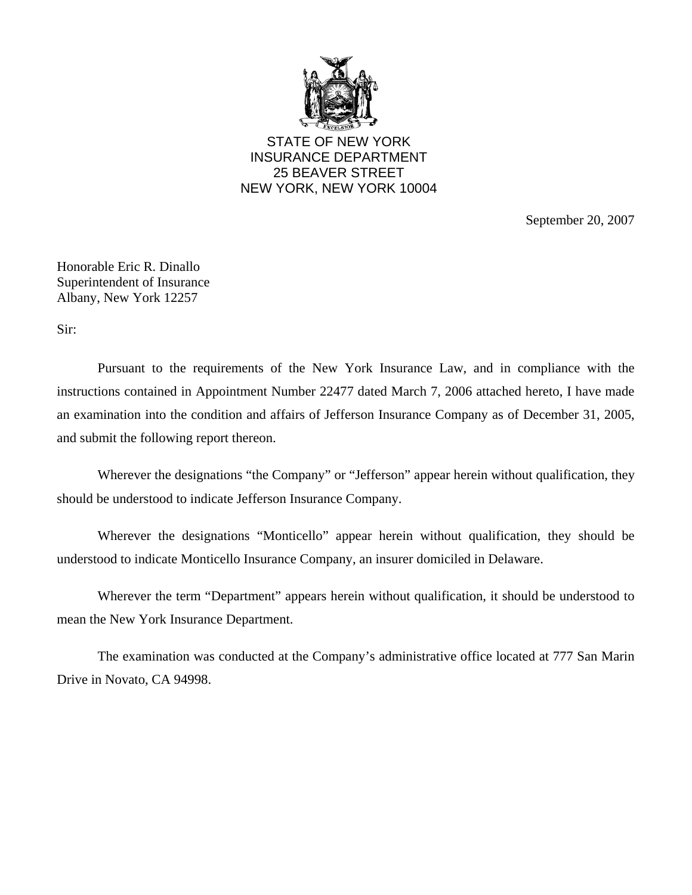STATE OF NEW YORK
INSURANCE DEPARTMENT
25 BEAVER STREET
NEW YORK, NEW YORK 10004

September 20, 2007

Honorable Eric R. Dinallo
Superintendent of Insurance
Albany, New York 12257

Sir:

Pursuant to the requirements of the New York Insurance Law, and in compliance with the instructions contained in Appointment Number 22477 dated March 7, 2006 attached hereto, I have made an examination into the condition and affairs of Jefferson Insurance Company as of December 31, 2005, and submit the following report thereon.

Wherever the designations "the Company" or "Jefferson" appear herein without qualification, they should be understood to indicate Jefferson Insurance Company.

Wherever the designations "Monticello" appear herein without qualification, they should be understood to indicate Monticello Insurance Company, an insurer domiciled in Delaware.

Wherever the term "Department" appears herein without qualification, it should be understood to mean the New York Insurance Department.

The examination was conducted at the Company's administrative office located at 777 San Marin Drive in Novato, CA 94998.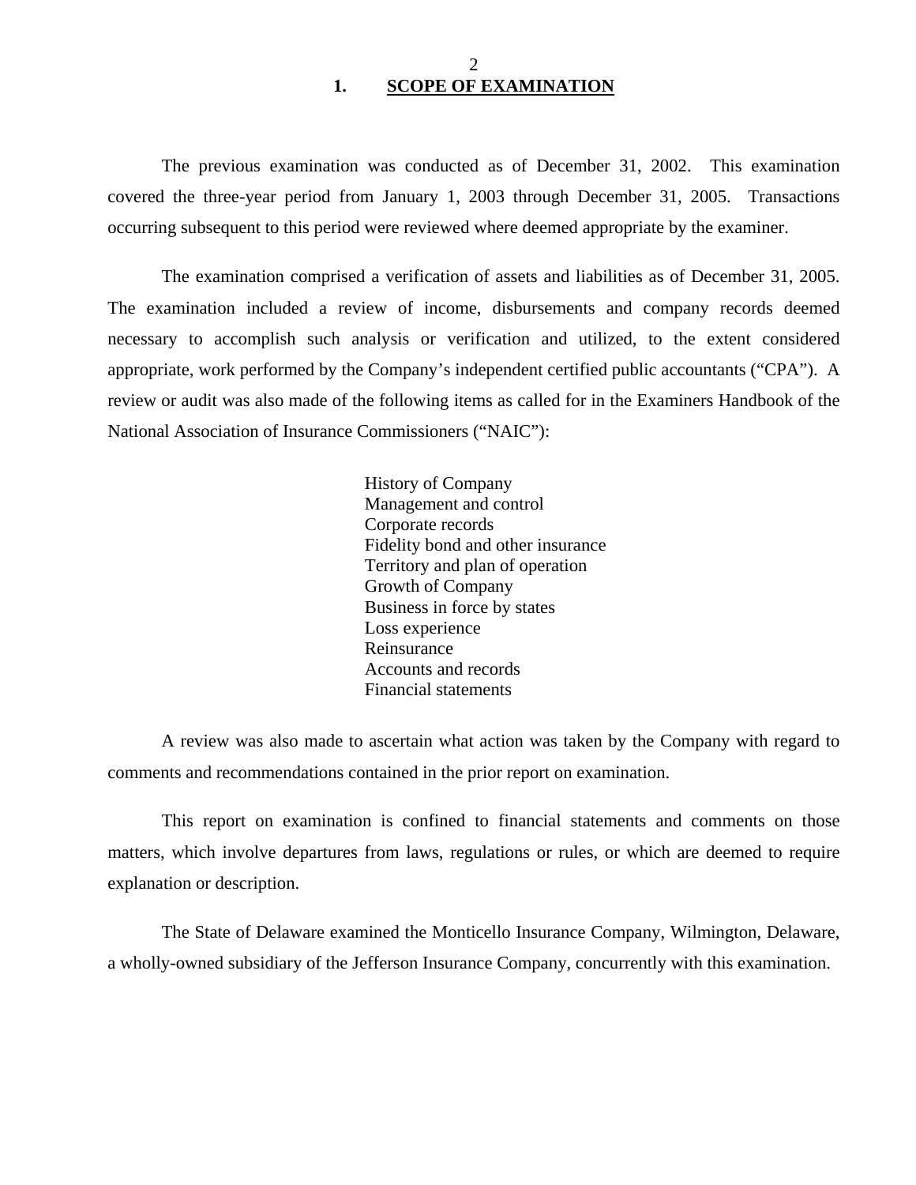# 1. SCOPE OF EXAMINATION

The previous examination was conducted as of December 31, 2002. This examination covered the three-year period from January 1, 2003 through December 31, 2005. Transactions occurring subsequent to this period were reviewed where deemed appropriate by the examiner.

The examination comprised a verification of assets and liabilities as of December 31, 2005. The examination included a review of income, disbursements and company records deemed necessary to accomplish such analysis or verification and utilized, to the extent considered appropriate, work performed by the Company's independent certified public accountants ("CPA"). A review or audit was also made of the following items as called for in the Examiners Handbook of the National Association of Insurance Commissioners ("NAIC"):

History of Company
Management and control
Corporate records
Fidelity bond and other insurance
Territory and plan of operation
Growth of Company
Business in force by states
Loss experience
Reinsurance
Accounts and records
Financial statements

A review was also made to ascertain what action was taken by the Company with regard to comments and recommendations contained in the prior report on examination.

This report on examination is confined to financial statements and comments on those matters, which involve departures from laws, regulations or rules, or which are deemed to require explanation or description.

The State of Delaware examined the Monticello Insurance Company, Wilmington, Delaware, a wholly-owned subsidiary of the Jefferson Insurance Company, concurrently with this examination.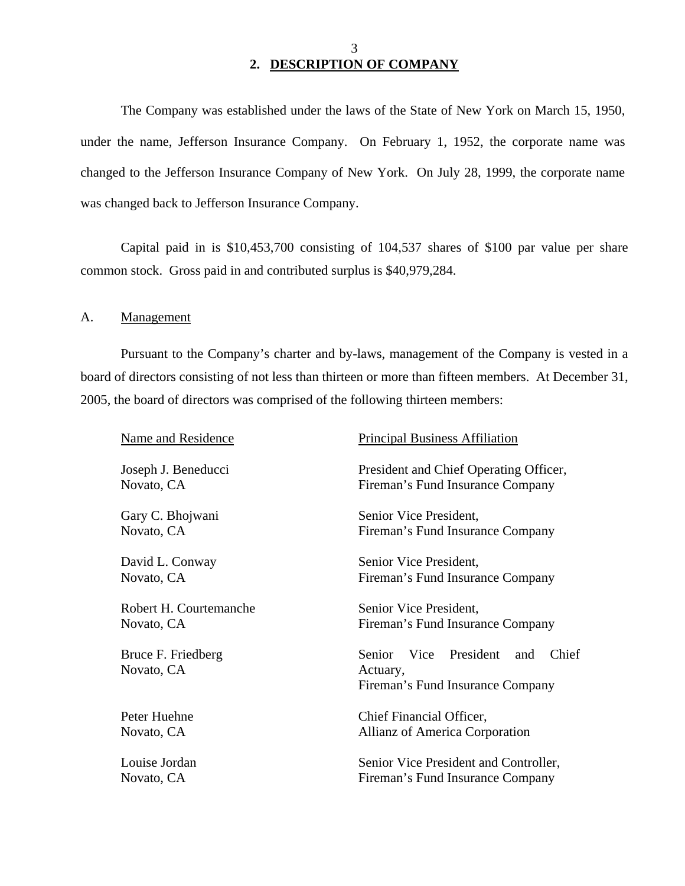## 2. DESCRIPTION OF COMPANY

The Company was established under the laws of the State of New York on March 15, 1950, under the name, Jefferson Insurance Company. On February 1, 1952, the corporate name was changed to the Jefferson Insurance Company of New York. On July 28, 1999, the corporate name was changed back to Jefferson Insurance Company.

Capital paid in is $10,453,700 consisting of 104,537 shares of $100 par value per share common stock. Gross paid in and contributed surplus is $40,979,284.

### A. Management

Pursuant to the Company's charter and by-laws, management of the Company is vested in a board of directors consisting of not less than thirteen or more than fifteen members. At December 31, 2005, the board of directors was comprised of the following thirteen members:

| Name and Residence | Principal Business Affiliation |
|---|---|
| Joseph J. Beneducci<br>Novato, CA | President and Chief Operating Officer,<br>Fireman's Fund Insurance Company |
| Gary C. Bhojwani<br>Novato, CA | Senior Vice President,<br>Fireman's Fund Insurance Company |
| David L. Conway<br>Novato, CA | Senior Vice President,<br>Fireman's Fund Insurance Company |
| Robert H. Courtemanche<br>Novato, CA | Senior Vice President,<br>Fireman's Fund Insurance Company |
| Bruce F. Friedberg<br>Novato, CA | Senior Vice President and Chief Actuary,<br>Fireman's Fund Insurance Company |
| Peter Huehne<br>Novato, CA | Chief Financial Officer,<br>Allianz of America Corporation |
| Louise Jordan<br>Novato, CA | Senior Vice President and Controller,<br>Fireman's Fund Insurance Company |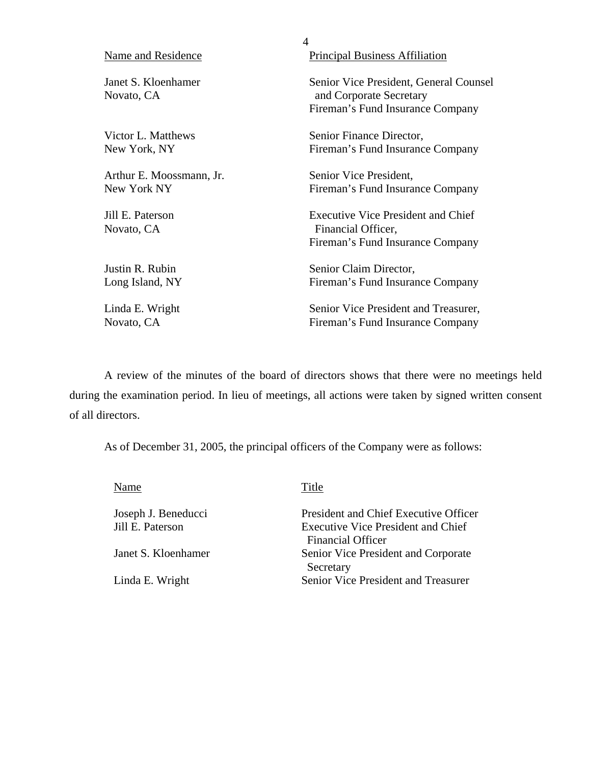| Name and Residence | Principal Business Affiliation |
| --- | --- |
| Janet S. Kloenhamer<br>Novato, CA | Senior Vice President, General Counsel and Corporate Secretary<br>Fireman's Fund Insurance Company |
| Victor L. Matthews<br>New York, NY | Senior Finance Director,<br>Fireman's Fund Insurance Company |
| Arthur E. Moossmann, Jr.<br>New York NY | Senior Vice President,<br>Fireman's Fund Insurance Company |
| Jill E. Paterson<br>Novato, CA | Executive Vice President and Chief Financial Officer,<br>Fireman's Fund Insurance Company |
| Justin R. Rubin<br>Long Island, NY | Senior Claim Director,<br>Fireman's Fund Insurance Company |
| Linda E. Wright<br>Novato, CA | Senior Vice President and Treasurer,<br>Fireman's Fund Insurance Company |

A review of the minutes of the board of directors shows that there were no meetings held during the examination period. In lieu of meetings, all actions were taken by signed written consent of all directors.

As of December 31, 2005, the principal officers of the Company were as follows:

| Name | Title |
| --- | --- |
| Joseph J. Beneducci | President and Chief Executive Officer |
| Jill E. Paterson | Executive Vice President and Chief Financial Officer |
| Janet S. Kloenhamer | Senior Vice President and Corporate Secretary |
| Linda E. Wright | Senior Vice President and Treasurer |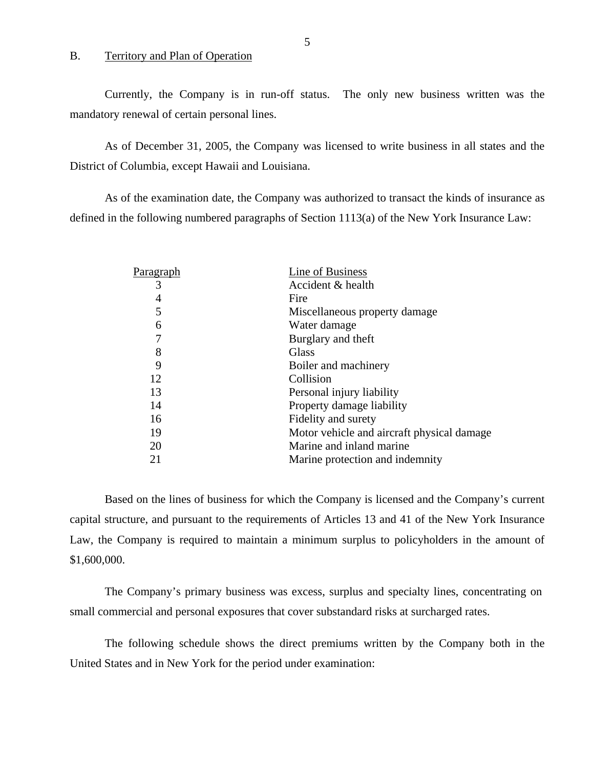## B. Territory and Plan of Operation

Currently, the Company is in run-off status. The only new business written was the mandatory renewal of certain personal lines.

As of December 31, 2005, the Company was licensed to write business in all states and the District of Columbia, except Hawaii and Louisiana.

As of the examination date, the Company was authorized to transact the kinds of insurance as defined in the following numbered paragraphs of Section 1113(a) of the New York Insurance Law:

| Paragraph | Line of Business |
|---|---|
| 3 | Accident & health |
| 4 | Fire |
| 5 | Miscellaneous property damage |
| 6 | Water damage |
| 7 | Burglary and theft |
| 8 | Glass |
| 9 | Boiler and machinery |
| 12 | Collision |
| 13 | Personal injury liability |
| 14 | Property damage liability |
| 16 | Fidelity and surety |
| 19 | Motor vehicle and aircraft physical damage |
| 20 | Marine and inland marine |
| 21 | Marine protection and indemnity |

Based on the lines of business for which the Company is licensed and the Company's current capital structure, and pursuant to the requirements of Articles 13 and 41 of the New York Insurance Law, the Company is required to maintain a minimum surplus to policyholders in the amount of $1,600,000.

The Company's primary business was excess, surplus and specialty lines, concentrating on small commercial and personal exposures that cover substandard risks at surcharged rates.

The following schedule shows the direct premiums written by the Company both in the United States and in New York for the period under examination: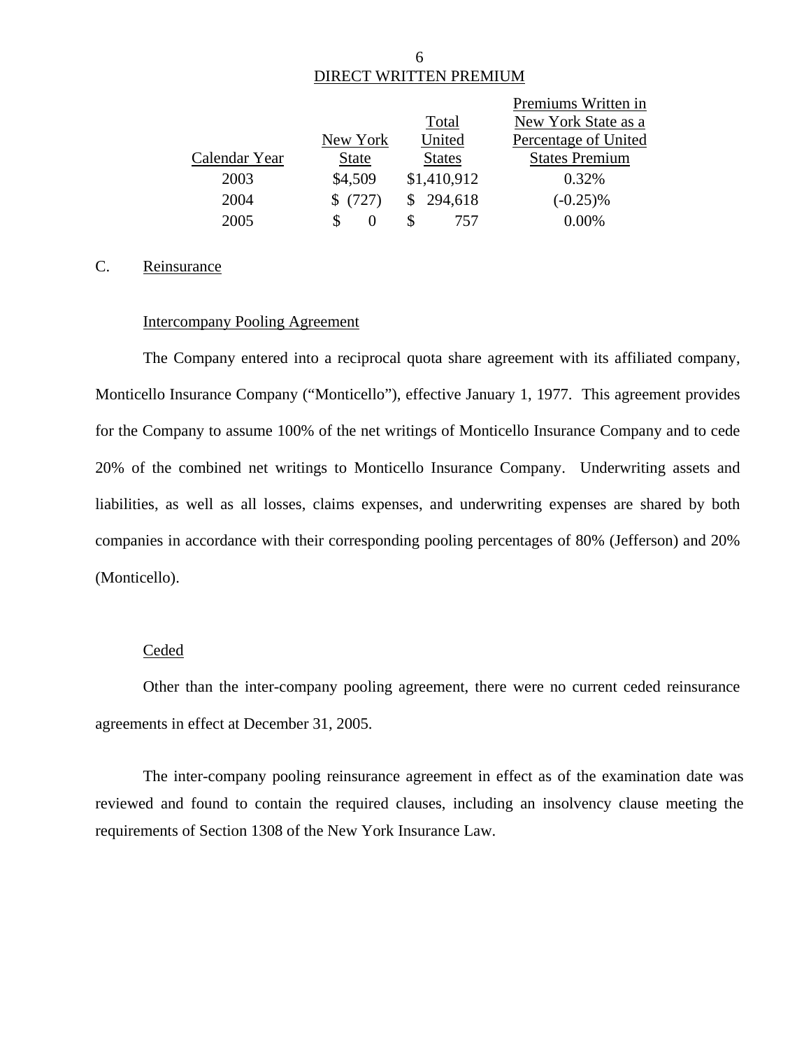DIRECT WRITTEN PREMIUM

| Calendar Year | New York State | Total United States | Premiums Written in New York State as a Percentage of United States Premium |
|---|---|---|---|
| 2003 | $4,509 | $1,410,912 | 0.32% |
| 2004 | $ (727) | $ 294,618 | (-0.25)% |
| 2005 | $ 0 | $ 757 | 0.00% |

## C. Reinsurance

### Intercompany Pooling Agreement

The Company entered into a reciprocal quota share agreement with its affiliated company, Monticello Insurance Company ("Monticello"), effective January 1, 1977. This agreement provides for the Company to assume 100% of the net writings of Monticello Insurance Company and to cede 20% of the combined net writings to Monticello Insurance Company. Underwriting assets and liabilities, as well as all losses, claims expenses, and underwriting expenses are shared by both companies in accordance with their corresponding pooling percentages of 80% (Jefferson) and 20% (Monticello).

### Ceded

Other than the inter-company pooling agreement, there were no current ceded reinsurance agreements in effect at December 31, 2005.

The inter-company pooling reinsurance agreement in effect as of the examination date was reviewed and found to contain the required clauses, including an insolvency clause meeting the requirements of Section 1308 of the New York Insurance Law.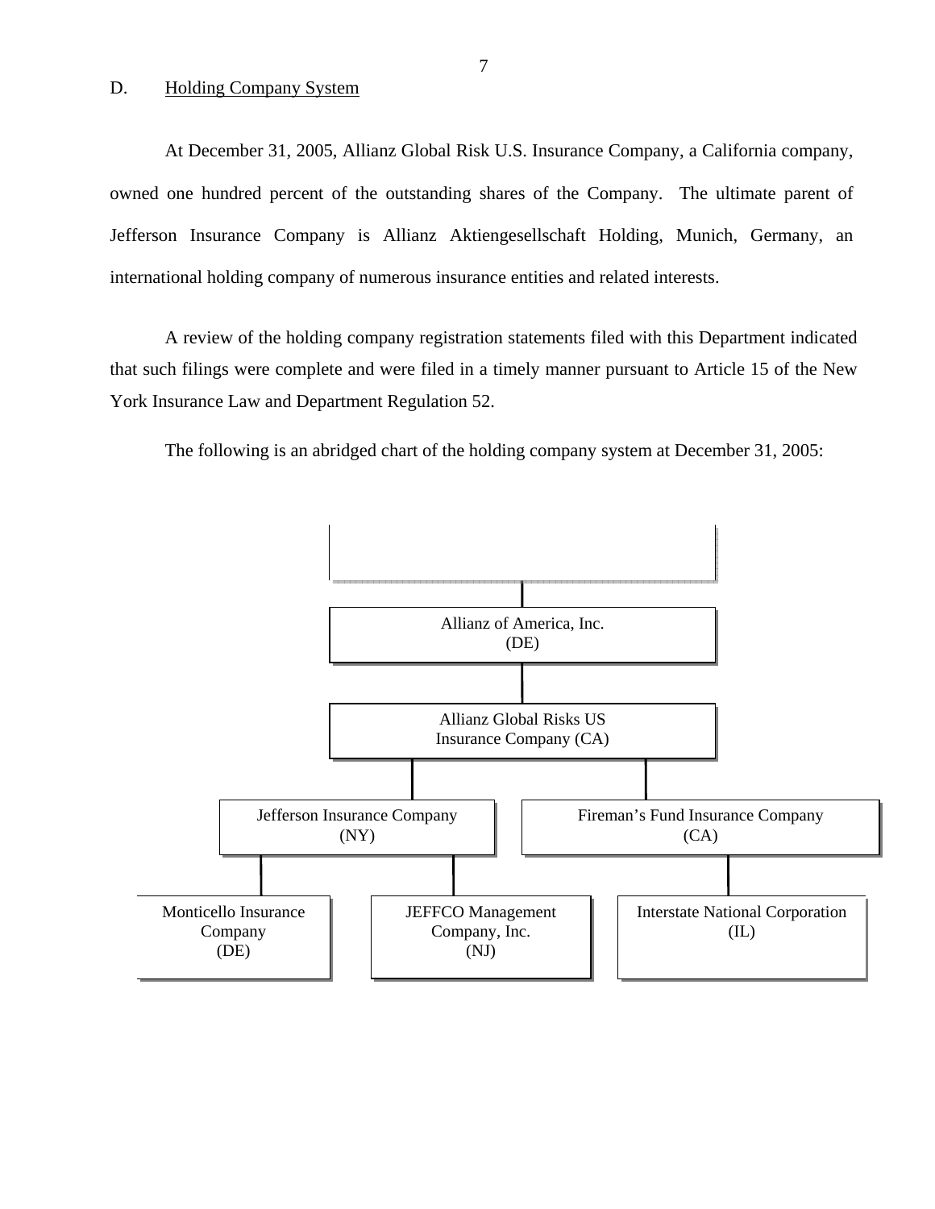D. Holding Company System

At December 31, 2005, Allianz Global Risk U.S. Insurance Company, a California company, owned one hundred percent of the outstanding shares of the Company. The ultimate parent of Jefferson Insurance Company is Allianz Aktiengesellschaft Holding, Munich, Germany, an international holding company of numerous insurance entities and related interests.

A review of the holding company registration statements filed with this Department indicated that such filings were complete and were filed in a timely manner pursuant to Article 15 of the New York Insurance Law and Department Regulation 52.

The following is an abridged chart of the holding company system at December 31, 2005:

Allianz of America, Inc. (DE)

Allianz Global Risks US Insurance Company (CA)

Jefferson Insurance Company (NY)

Fireman's Fund Insurance Company (CA)

Monticello Insurance Company (DE)

JEFFCO Management Company, Inc. (NJ)

Interstate National Corporation (IL)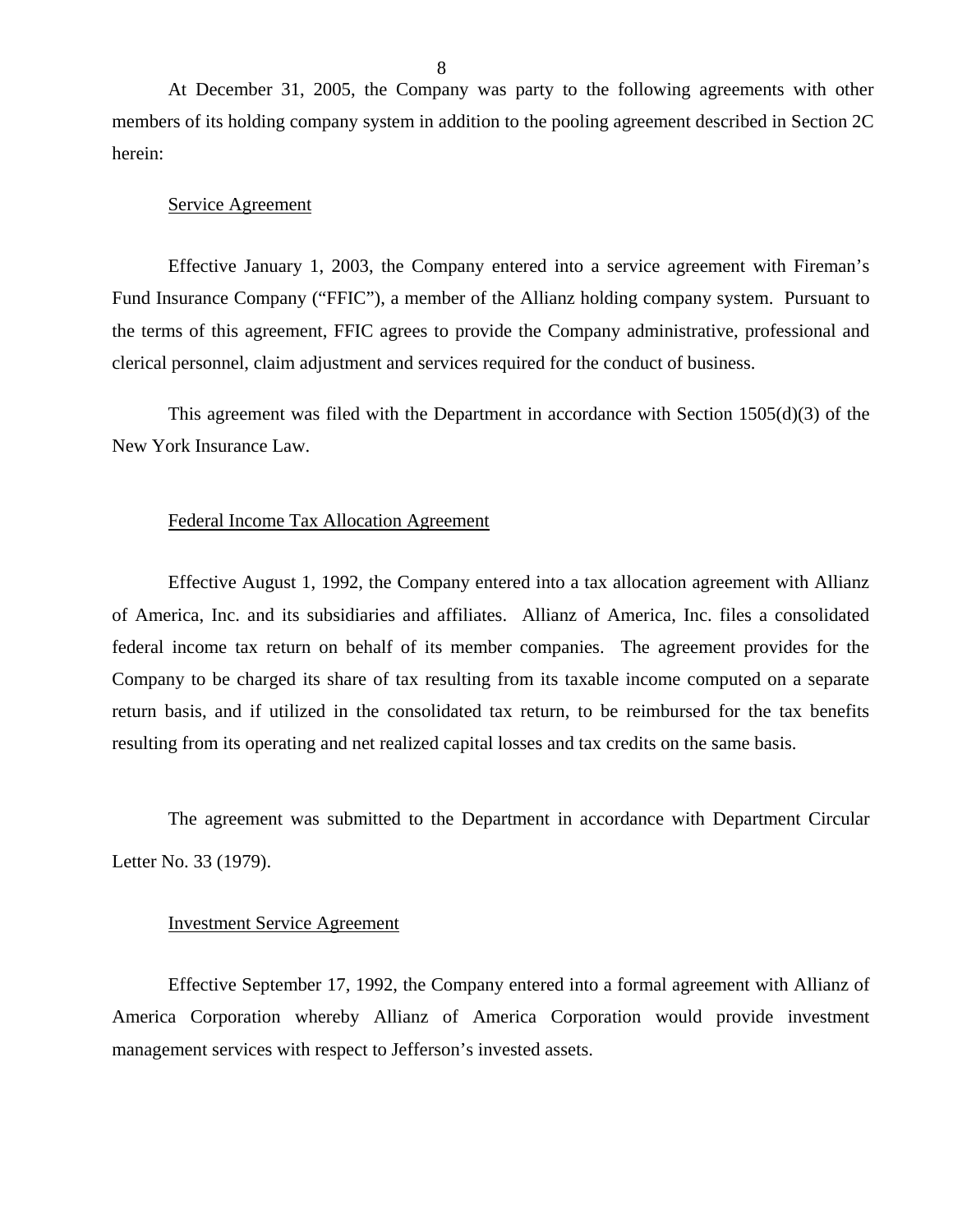At December 31, 2005, the Company was party to the following agreements with other members of its holding company system in addition to the pooling agreement described in Section 2C herein:

Service Agreement

Effective January 1, 2003, the Company entered into a service agreement with Fireman's Fund Insurance Company ("FFIC"), a member of the Allianz holding company system. Pursuant to the terms of this agreement, FFIC agrees to provide the Company administrative, professional and clerical personnel, claim adjustment and services required for the conduct of business.

This agreement was filed with the Department in accordance with Section 1505(d)(3) of the New York Insurance Law.

Federal Income Tax Allocation Agreement

Effective August 1, 1992, the Company entered into a tax allocation agreement with Allianz of America, Inc. and its subsidiaries and affiliates. Allianz of America, Inc. files a consolidated federal income tax return on behalf of its member companies. The agreement provides for the Company to be charged its share of tax resulting from its taxable income computed on a separate return basis, and if utilized in the consolidated tax return, to be reimbursed for the tax benefits resulting from its operating and net realized capital losses and tax credits on the same basis.

The agreement was submitted to the Department in accordance with Department Circular Letter No. 33 (1979).

Investment Service Agreement

Effective September 17, 1992, the Company entered into a formal agreement with Allianz of America Corporation whereby Allianz of America Corporation would provide investment management services with respect to Jefferson's invested assets.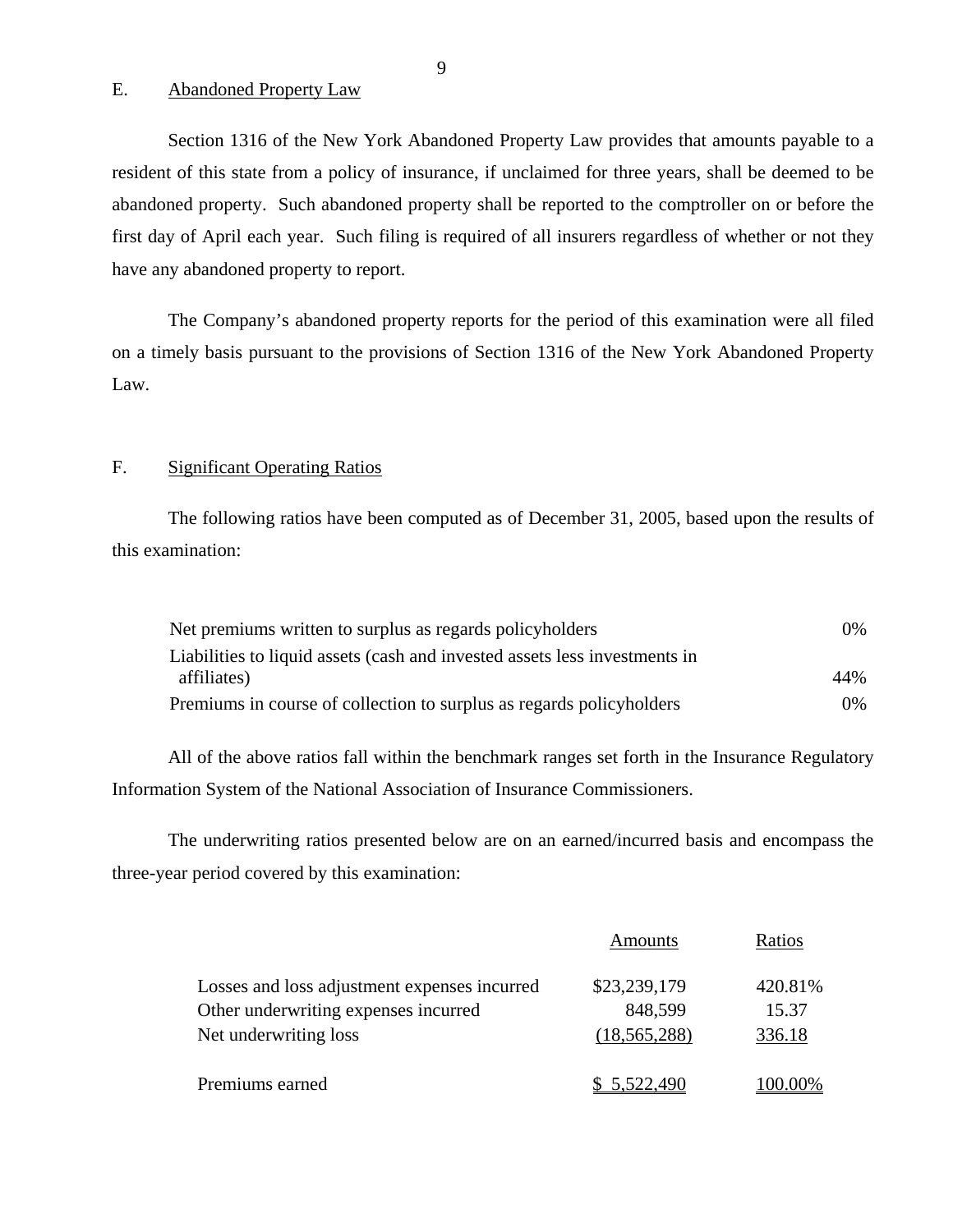## E. Abandoned Property Law

Section 1316 of the New York Abandoned Property Law provides that amounts payable to a resident of this state from a policy of insurance, if unclaimed for three years, shall be deemed to be abandoned property. Such abandoned property shall be reported to the comptroller on or before the first day of April each year. Such filing is required of all insurers regardless of whether or not they have any abandoned property to report.

The Company's abandoned property reports for the period of this examination were all filed on a timely basis pursuant to the provisions of Section 1316 of the New York Abandoned Property Law.

## F. Significant Operating Ratios

The following ratios have been computed as of December 31, 2005, based upon the results of this examination:

| | |
|---|---|
| Net premiums written to surplus as regards policyholders | 0% |
| Liabilities to liquid assets (cash and invested assets less investments in affiliates) | 44% |
| Premiums in course of collection to surplus as regards policyholders | 0% |

All of the above ratios fall within the benchmark ranges set forth in the Insurance Regulatory Information System of the National Association of Insurance Commissioners.

The underwriting ratios presented below are on an earned/incurred basis and encompass the three-year period covered by this examination:

| | Amounts | Ratios |
|---|---|---|
| Losses and loss adjustment expenses incurred | $23,239,179 | 420.81% |
| Other underwriting expenses incurred | 848,599 | 15.37 |
| Net underwriting loss | (18,565,288) | 336.18 |
| Premiums earned | $ 5,522,490 | 100.00% |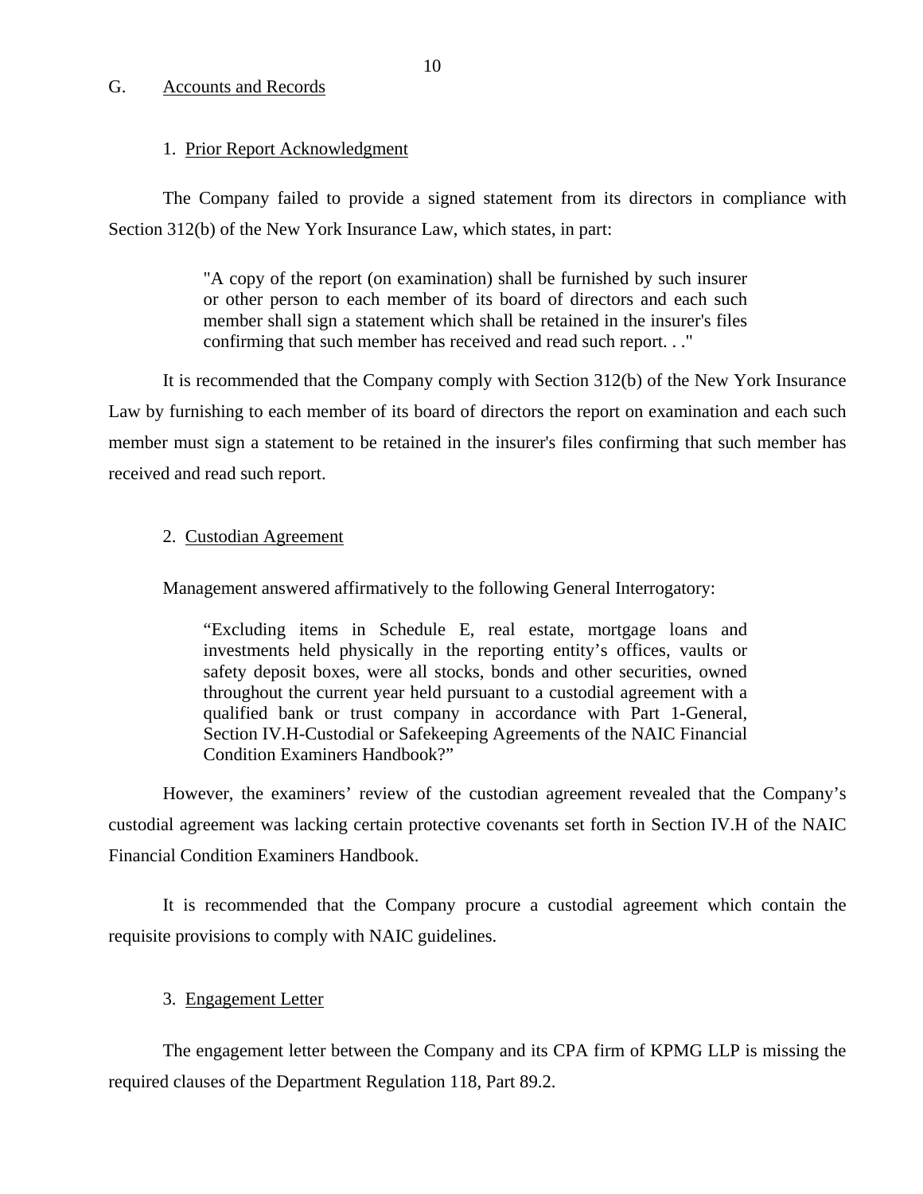## G. Accounts and Records

### 1. Prior Report Acknowledgment

The Company failed to provide a signed statement from its directors in compliance with Section 312(b) of the New York Insurance Law, which states, in part:

> "A copy of the report (on examination) shall be furnished by such insurer or other person to each member of its board of directors and each such member shall sign a statement which shall be retained in the insurer's files confirming that such member has received and read such report. . ."

It is recommended that the Company comply with Section 312(b) of the New York Insurance Law by furnishing to each member of its board of directors the report on examination and each such member must sign a statement to be retained in the insurer's files confirming that such member has received and read such report.

### 2. Custodian Agreement

Management answered affirmatively to the following General Interrogatory:

> "Excluding items in Schedule E, real estate, mortgage loans and investments held physically in the reporting entity's offices, vaults or safety deposit boxes, were all stocks, bonds and other securities, owned throughout the current year held pursuant to a custodial agreement with a qualified bank or trust company in accordance with Part 1-General, Section IV.H-Custodial or Safekeeping Agreements of the NAIC Financial Condition Examiners Handbook?"

However, the examiners' review of the custodian agreement revealed that the Company's custodial agreement was lacking certain protective covenants set forth in Section IV.H of the NAIC Financial Condition Examiners Handbook.

It is recommended that the Company procure a custodial agreement which contain the requisite provisions to comply with NAIC guidelines.

### 3. Engagement Letter

The engagement letter between the Company and its CPA firm of KPMG LLP is missing the required clauses of the Department Regulation 118, Part 89.2.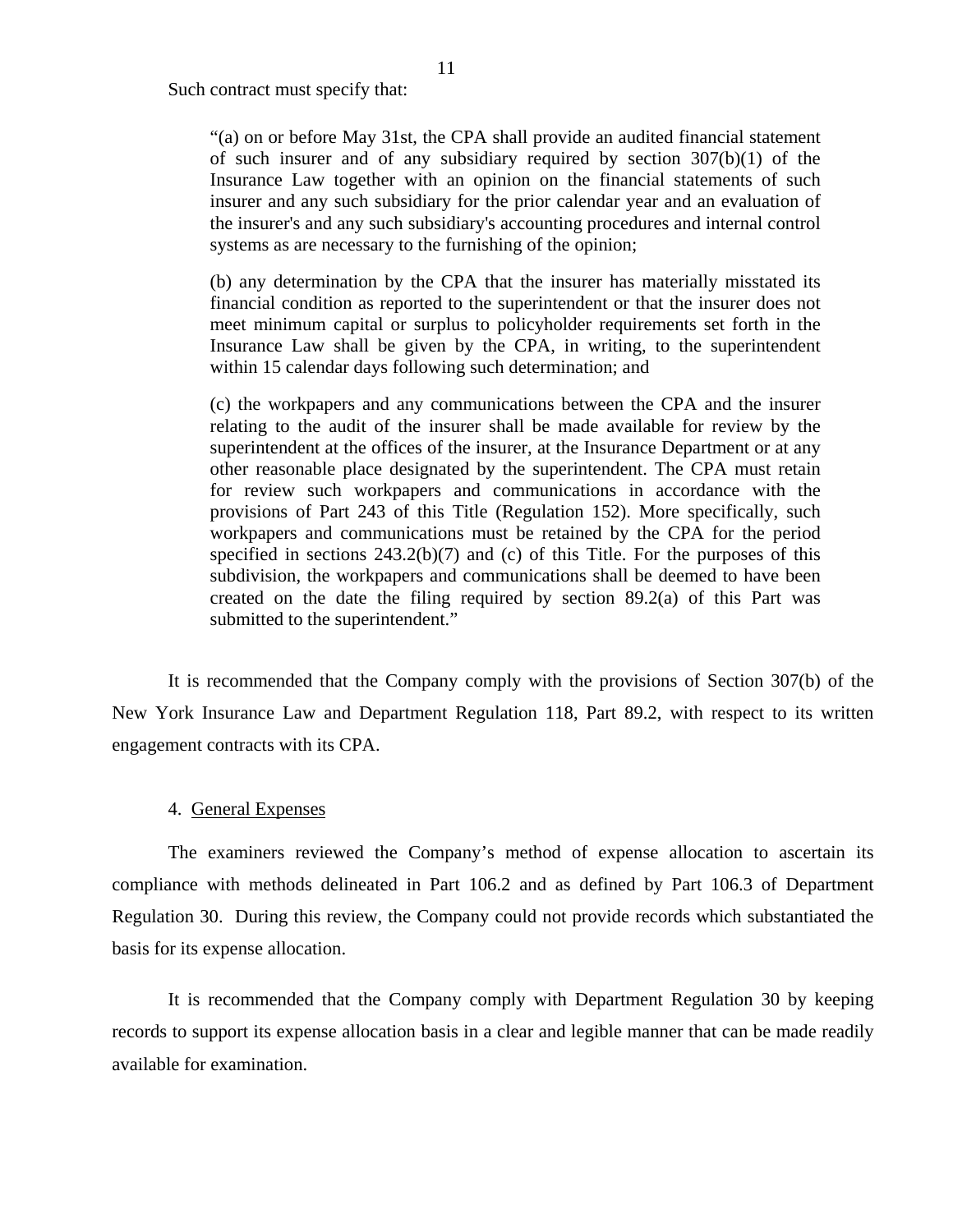Such contract must specify that:

> "(a) on or before May 31st, the CPA shall provide an audited financial statement of such insurer and of any subsidiary required by section 307(b)(1) of the Insurance Law together with an opinion on the financial statements of such insurer and any such subsidiary for the prior calendar year and an evaluation of the insurer's and any such subsidiary's accounting procedures and internal control systems as are necessary to the furnishing of the opinion;
>
> (b) any determination by the CPA that the insurer has materially misstated its financial condition as reported to the superintendent or that the insurer does not meet minimum capital or surplus to policyholder requirements set forth in the Insurance Law shall be given by the CPA, in writing, to the superintendent within 15 calendar days following such determination; and
>
> (c) the workpapers and any communications between the CPA and the insurer relating to the audit of the insurer shall be made available for review by the superintendent at the offices of the insurer, at the Insurance Department or at any other reasonable place designated by the superintendent. The CPA must retain for review such workpapers and communications in accordance with the provisions of Part 243 of this Title (Regulation 152). More specifically, such workpapers and communications must be retained by the CPA for the period specified in sections 243.2(b)(7) and (c) of this Title. For the purposes of this subdivision, the workpapers and communications shall be deemed to have been created on the date the filing required by section 89.2(a) of this Part was submitted to the superintendent."

It is recommended that the Company comply with the provisions of Section 307(b) of the New York Insurance Law and Department Regulation 118, Part 89.2, with respect to its written engagement contracts with its CPA.

4. <u>General Expenses</u>

The examiners reviewed the Company's method of expense allocation to ascertain its compliance with methods delineated in Part 106.2 and as defined by Part 106.3 of Department Regulation 30. During this review, the Company could not provide records which substantiated the basis for its expense allocation.

It is recommended that the Company comply with Department Regulation 30 by keeping records to support its expense allocation basis in a clear and legible manner that can be made readily available for examination.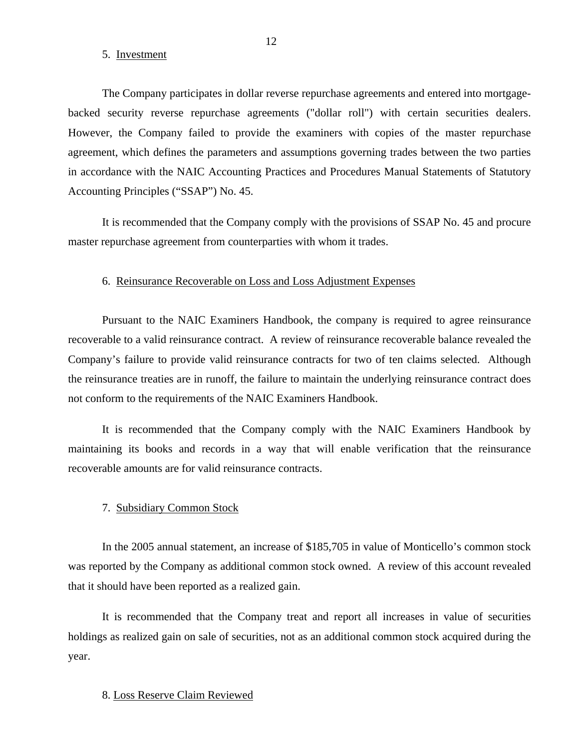5. Investment

The Company participates in dollar reverse repurchase agreements and entered into mortgage-backed security reverse repurchase agreements ("dollar roll") with certain securities dealers. However, the Company failed to provide the examiners with copies of the master repurchase agreement, which defines the parameters and assumptions governing trades between the two parties in accordance with the NAIC Accounting Practices and Procedures Manual Statements of Statutory Accounting Principles ("SSAP") No. 45.

It is recommended that the Company comply with the provisions of SSAP No. 45 and procure master repurchase agreement from counterparties with whom it trades.

6. Reinsurance Recoverable on Loss and Loss Adjustment Expenses

Pursuant to the NAIC Examiners Handbook, the company is required to agree reinsurance recoverable to a valid reinsurance contract. A review of reinsurance recoverable balance revealed the Company's failure to provide valid reinsurance contracts for two of ten claims selected. Although the reinsurance treaties are in runoff, the failure to maintain the underlying reinsurance contract does not conform to the requirements of the NAIC Examiners Handbook.

It is recommended that the Company comply with the NAIC Examiners Handbook by maintaining its books and records in a way that will enable verification that the reinsurance recoverable amounts are for valid reinsurance contracts.

7. Subsidiary Common Stock

In the 2005 annual statement, an increase of $185,705 in value of Monticello's common stock was reported by the Company as additional common stock owned. A review of this account revealed that it should have been reported as a realized gain.

It is recommended that the Company treat and report all increases in value of securities holdings as realized gain on sale of securities, not as an additional common stock acquired during the year.

8. Loss Reserve Claim Reviewed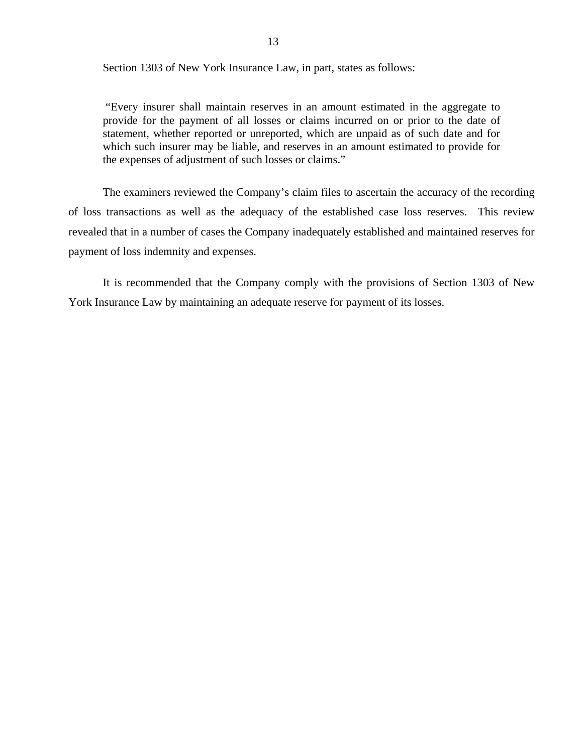Section 1303 of New York Insurance Law, in part, states as follows:

> "Every insurer shall maintain reserves in an amount estimated in the aggregate to provide for the payment of all losses or claims incurred on or prior to the date of statement, whether reported or unreported, which are unpaid as of such date and for which such insurer may be liable, and reserves in an amount estimated to provide for the expenses of adjustment of such losses or claims."

The examiners reviewed the Company's claim files to ascertain the accuracy of the recording of loss transactions as well as the adequacy of the established case loss reserves. This review revealed that in a number of cases the Company inadequately established and maintained reserves for payment of loss indemnity and expenses.

It is recommended that the Company comply with the provisions of Section 1303 of New York Insurance Law by maintaining an adequate reserve for payment of its losses.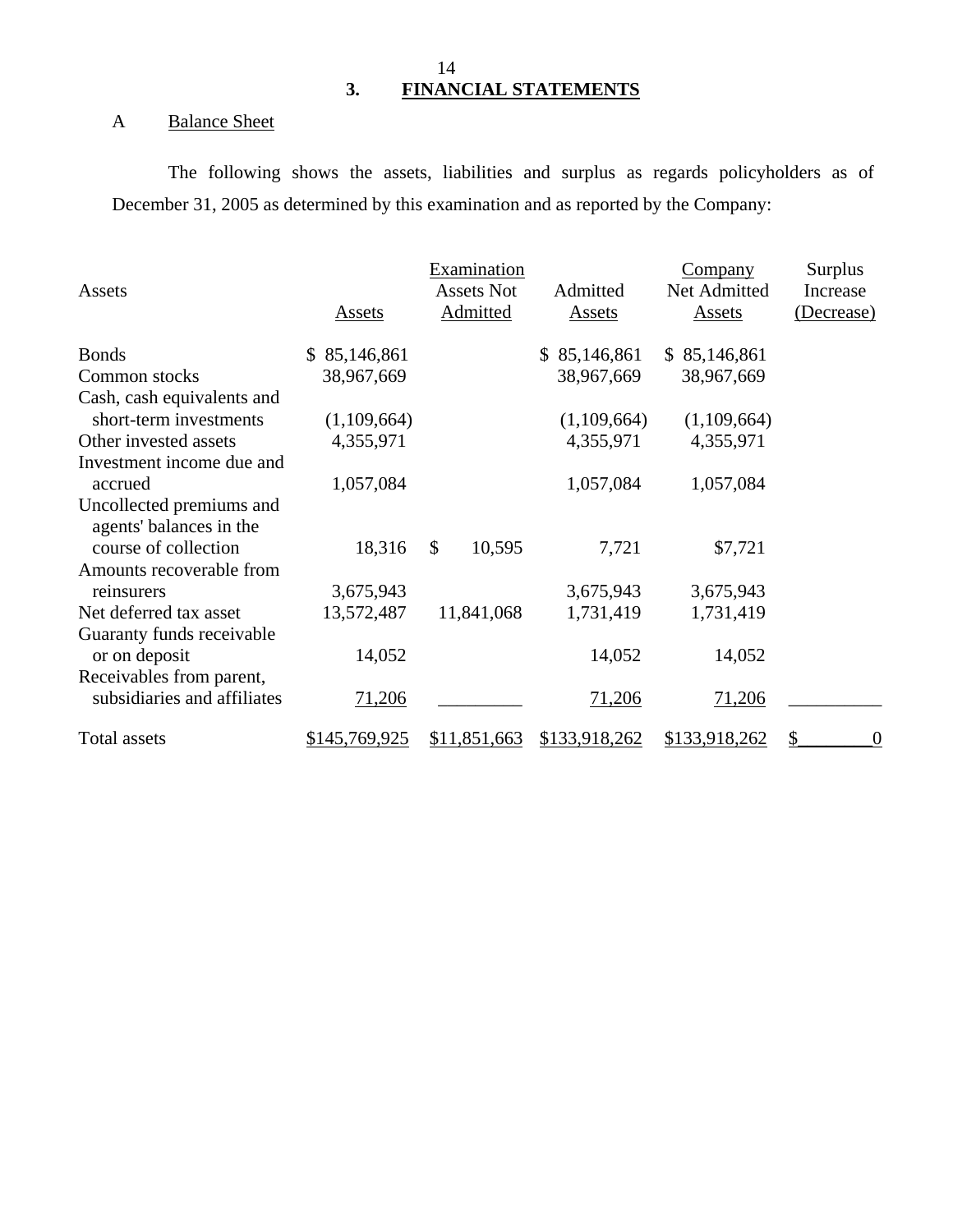## 3. FINANCIAL STATEMENTS

### A Balance Sheet

The following shows the assets, liabilities and surplus as regards policyholders as of December 31, 2005 as determined by this examination and as reported by the Company:

| Assets | Assets | Examination Assets Not Admitted | Admitted Assets | Company Net Admitted Assets | Surplus Increase (Decrease) |
|---|---|---|---|---|---|
| Bonds | $ 85,146,861 | | $ 85,146,861 | $ 85,146,861 | |
| Common stocks | 38,967,669 | | 38,967,669 | 38,967,669 | |
| Cash, cash equivalents and short-term investments | (1,109,664) | | (1,109,664) | (1,109,664) | |
| Other invested assets | 4,355,971 | | 4,355,971 | 4,355,971 | |
| Investment income due and accrued | 1,057,084 | | 1,057,084 | 1,057,084 | |
| Uncollected premiums and agents' balances in the course of collection | 18,316 | $ 10,595 | 7,721 | $7,721 | |
| Amounts recoverable from reinsurers | 3,675,943 | | 3,675,943 | 3,675,943 | |
| Net deferred tax asset | 13,572,487 | 11,841,068 | 1,731,419 | 1,731,419 | |
| Guaranty funds receivable or on deposit | 14,052 | | 14,052 | 14,052 | |
| Receivables from parent, subsidiaries and affiliates | 71,206 | | 71,206 | 71,206 | |
| Total assets | $145,769,925 | $11,851,663 | $133,918,262 | $133,918,262 | $ 0 |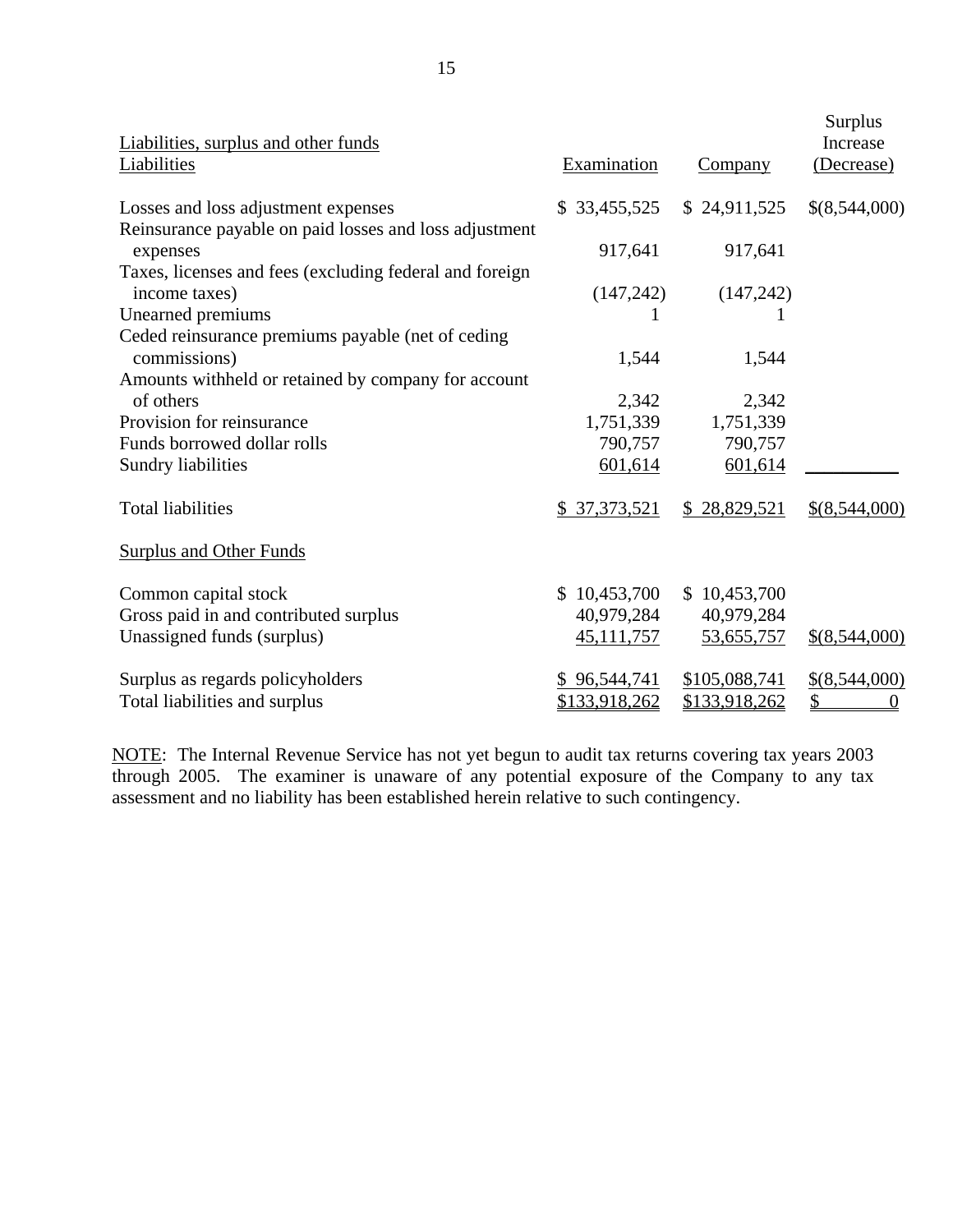| Liabilities, surplus and other funds<br>Liabilities | Examination | Company | Surplus Increase (Decrease) |
|---|---|---|---|
| Losses and loss adjustment expenses | $ 33,455,525 | $ 24,911,525 | $(8,544,000) |
| Reinsurance payable on paid losses and loss adjustment expenses | 917,641 | 917,641 | |
| Taxes, licenses and fees (excluding federal and foreign income taxes) | (147,242) | (147,242) | |
| Unearned premiums | 1 | 1 | |
| Ceded reinsurance premiums payable (net of ceding commissions) | 1,544 | 1,544 | |
| Amounts withheld or retained by company for account of others | 2,342 | 2,342 | |
| Provision for reinsurance | 1,751,339 | 1,751,339 | |
| Funds borrowed dollar rolls | 790,757 | 790,757 | |
| Sundry liabilities | 601,614 | 601,614 | |
| Total liabilities | $ 37,373,521 | $ 28,829,521 | $(8,544,000) |
| Surplus and Other Funds | | | |
| Common capital stock | $ 10,453,700 | $ 10,453,700 | |
| Gross paid in and contributed surplus | 40,979,284 | 40,979,284 | |
| Unassigned funds (surplus) | 45,111,757 | 53,655,757 | $(8,544,000) |
| Surplus as regards policyholders | $ 96,544,741 | $105,088,741 | $(8,544,000) |
| Total liabilities and surplus | $133,918,262 | $133,918,262 | $ 0 |

NOTE: The Internal Revenue Service has not yet begun to audit tax returns covering tax years 2003 through 2005. The examiner is unaware of any potential exposure of the Company to any tax assessment and no liability has been established herein relative to such contingency.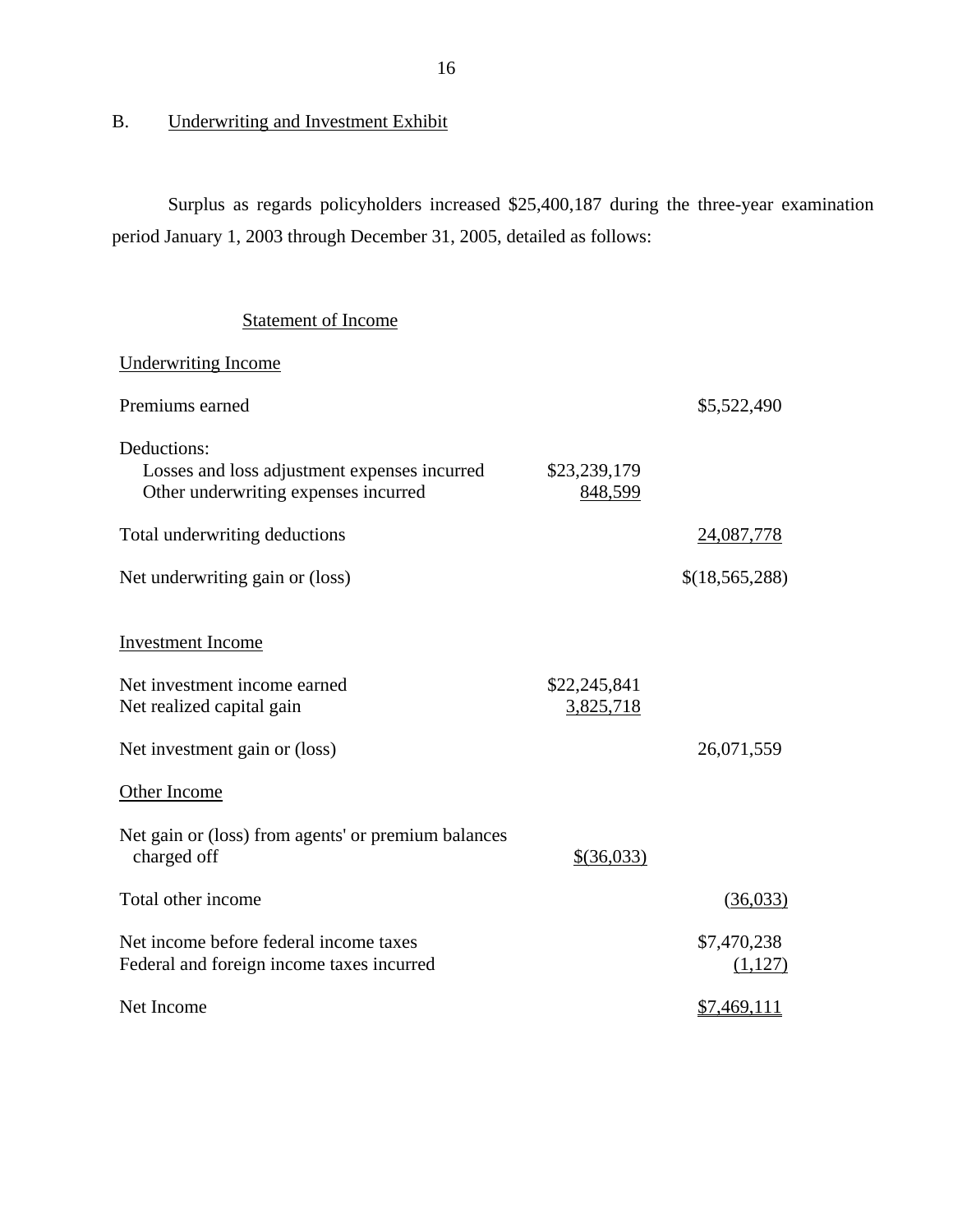## B. Underwriting and Investment Exhibit

Surplus as regards policyholders increased $25,400,187 during the three-year examination period January 1, 2003 through December 31, 2005, detailed as follows:

### Statement of Income

| | | |
|---|---|---|
| **Underwriting Income** | | |
| Premiums earned | | $5,522,490 |
| Deductions: | | |
| Losses and loss adjustment expenses incurred | $23,239,179 | |
| Other underwriting expenses incurred | 848,599 | |
| Total underwriting deductions | | 24,087,778 |
| Net underwriting gain or (loss) | | $(18,565,288) |
| **Investment Income** | | |
| Net investment income earned | $22,245,841 | |
| Net realized capital gain | 3,825,718 | |
| Net investment gain or (loss) | | 26,071,559 |
| **Other Income** | | |
| Net gain or (loss) from agents' or premium balances charged off | $(36,033) | |
| Total other income | | (36,033) |
| Net income before federal income taxes | | $7,470,238 |
| Federal and foreign income taxes incurred | | (1,127) |
| Net Income | | $7,469,111 |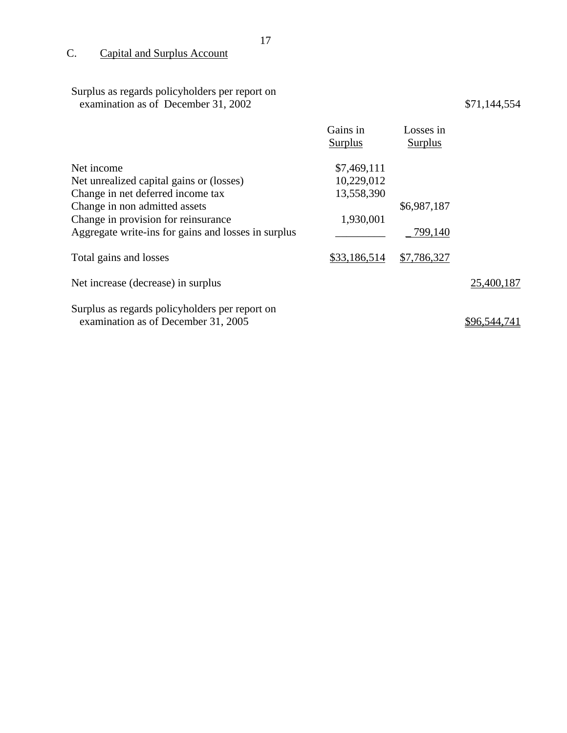## C. Capital and Surplus Account

| | Gains in Surplus | Losses in Surplus | |
|---|---|---|---|
| Surplus as regards policyholders per report on examination as of December 31, 2002 | | | $71,144,554 |
| Net income | $7,469,111 | | |
| Net unrealized capital gains or (losses) | 10,229,012 | | |
| Change in net deferred income tax | 13,558,390 | | |
| Change in non admitted assets | | $6,987,187 | |
| Change in provision for reinsurance | 1,930,001 | | |
| Aggregate write-ins for gains and losses in surplus | _________ | 799,140 | |
| Total gains and losses | $33,186,514 | $7,786,327 | |
| Net increase (decrease) in surplus | | | 25,400,187 |
| Surplus as regards policyholders per report on examination as of December 31, 2005 | | | $96,544,741 |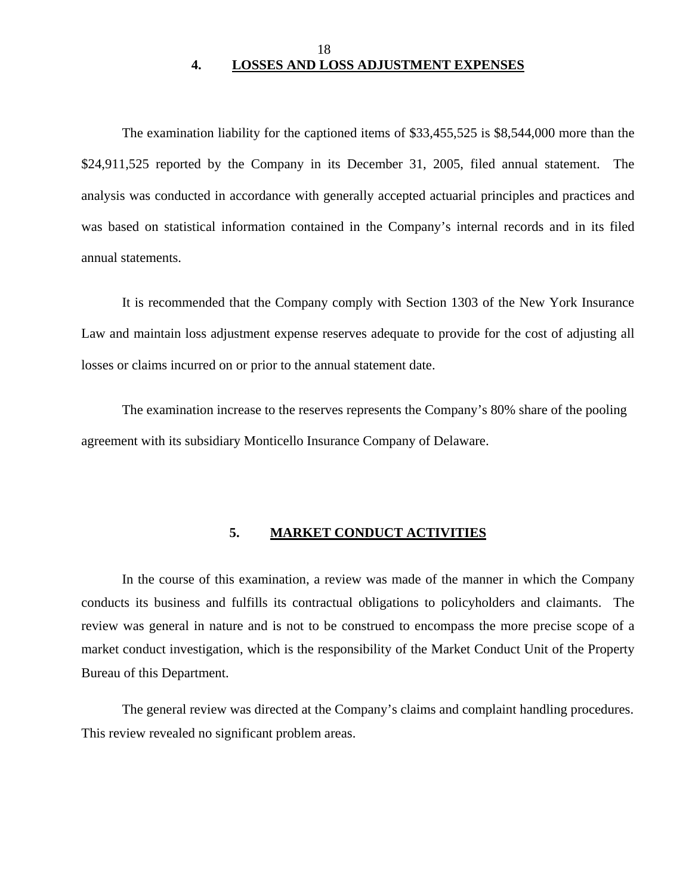## 4. LOSSES AND LOSS ADJUSTMENT EXPENSES

The examination liability for the captioned items of $33,455,525 is $8,544,000 more than the $24,911,525 reported by the Company in its December 31, 2005, filed annual statement. The analysis was conducted in accordance with generally accepted actuarial principles and practices and was based on statistical information contained in the Company's internal records and in its filed annual statements.

It is recommended that the Company comply with Section 1303 of the New York Insurance Law and maintain loss adjustment expense reserves adequate to provide for the cost of adjusting all losses or claims incurred on or prior to the annual statement date.

The examination increase to the reserves represents the Company's 80% share of the pooling agreement with its subsidiary Monticello Insurance Company of Delaware.

## 5. MARKET CONDUCT ACTIVITIES

In the course of this examination, a review was made of the manner in which the Company conducts its business and fulfills its contractual obligations to policyholders and claimants. The review was general in nature and is not to be construed to encompass the more precise scope of a market conduct investigation, which is the responsibility of the Market Conduct Unit of the Property Bureau of this Department.

The general review was directed at the Company's claims and complaint handling procedures. This review revealed no significant problem areas.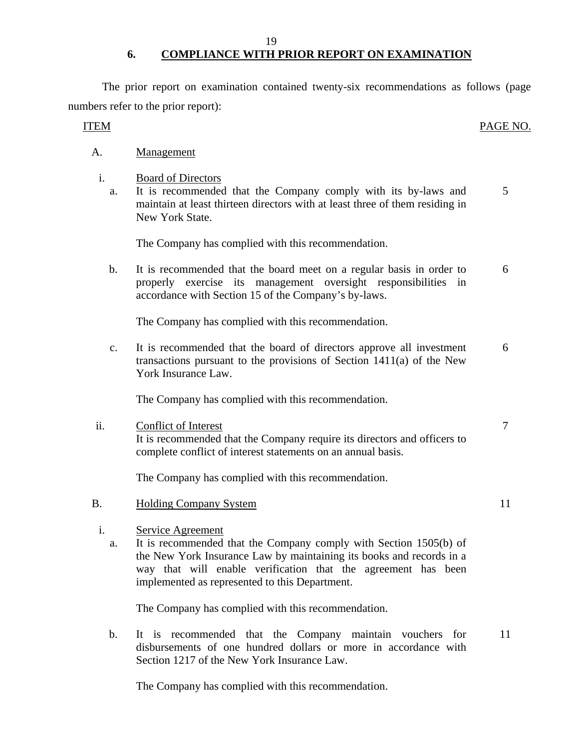## 6. COMPLIANCE WITH PRIOR REPORT ON EXAMINATION

The prior report on examination contained twenty-six recommendations as follows (page numbers refer to the prior report):

| ITEM | | PAGE NO. |
|---|---|---|
| A. | Management | |
| i. | Board of Directors | |
| a. | It is recommended that the Company comply with its by-laws and maintain at least thirteen directors with at least three of them residing in New York State. | 5 |
| | The Company has complied with this recommendation. | |
| b. | It is recommended that the board meet on a regular basis in order to properly exercise its management oversight responsibilities in accordance with Section 15 of the Company's by-laws. | 6 |
| | The Company has complied with this recommendation. | |
| c. | It is recommended that the board of directors approve all investment transactions pursuant to the provisions of Section 1411(a) of the New York Insurance Law. | 6 |
| | The Company has complied with this recommendation. | |
| ii. | Conflict of Interest<br>It is recommended that the Company require its directors and officers to complete conflict of interest statements on an annual basis. | 7 |
| | The Company has complied with this recommendation. | |
| B. | Holding Company System | 11 |
| i. | Service Agreement | |
| a. | It is recommended that the Company comply with Section 1505(b) of the New York Insurance Law by maintaining its books and records in a way that will enable verification that the agreement has been implemented as represented to this Department. | |
| | The Company has complied with this recommendation. | |
| b. | It is recommended that the Company maintain vouchers for disbursements of one hundred dollars or more in accordance with Section 1217 of the New York Insurance Law. | 11 |
| | The Company has complied with this recommendation. | |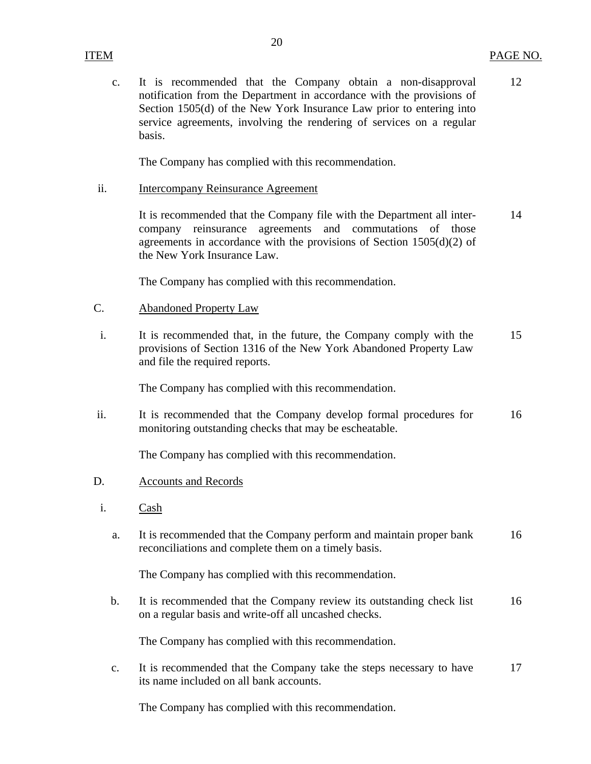| ITEM | | PAGE NO. |
|---|---|---|
| c. | It is recommended that the Company obtain a non-disapproval notification from the Department in accordance with the provisions of Section 1505(d) of the New York Insurance Law prior to entering into service agreements, involving the rendering of services on a regular basis. | 12 |
| | The Company has complied with this recommendation. | |
| ii. | Intercompany Reinsurance Agreement | |
| | It is recommended that the Company file with the Department all inter-company reinsurance agreements and commutations of those agreements in accordance with the provisions of Section 1505(d)(2) of the New York Insurance Law. | 14 |
| | The Company has complied with this recommendation. | |
| C. | Abandoned Property Law | |
| i. | It is recommended that, in the future, the Company comply with the provisions of Section 1316 of the New York Abandoned Property Law and file the required reports. | 15 |
| | The Company has complied with this recommendation. | |
| ii. | It is recommended that the Company develop formal procedures for monitoring outstanding checks that may be escheatable. | 16 |
| | The Company has complied with this recommendation. | |
| D. | Accounts and Records | |
| i. | Cash | |
| a. | It is recommended that the Company perform and maintain proper bank reconciliations and complete them on a timely basis. | 16 |
| | The Company has complied with this recommendation. | |
| b. | It is recommended that the Company review its outstanding check list on a regular basis and write-off all uncashed checks. | 16 |
| | The Company has complied with this recommendation. | |
| c. | It is recommended that the Company take the steps necessary to have its name included on all bank accounts. | 17 |
| | The Company has complied with this recommendation. | |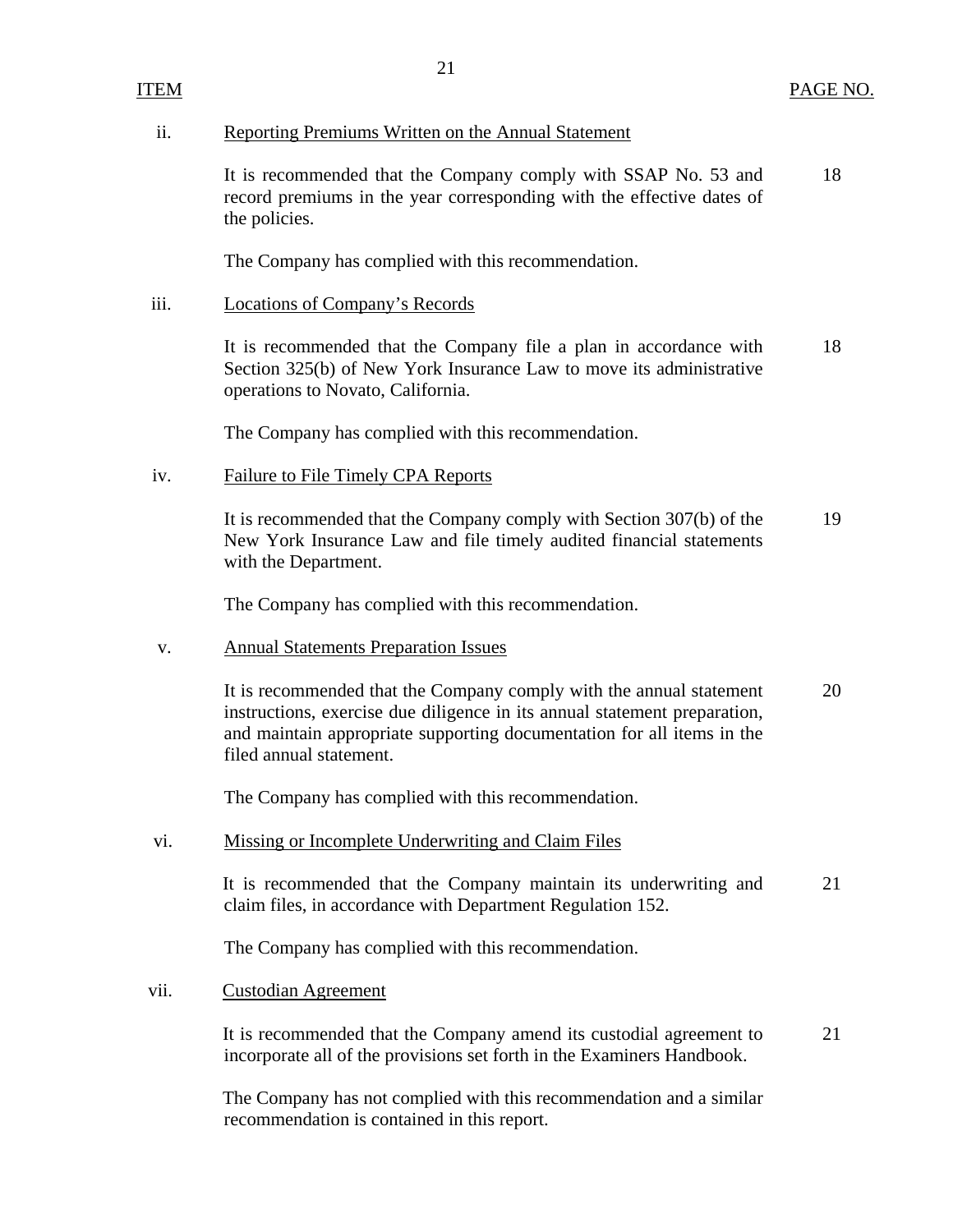| ITEM | | PAGE NO. |
|---|---|---|
| ii. | Reporting Premiums Written on the Annual Statement | |
| | It is recommended that the Company comply with SSAP No. 53 and record premiums in the year corresponding with the effective dates of the policies. | 18 |
| | The Company has complied with this recommendation. | |
| iii. | Locations of Company's Records | |
| | It is recommended that the Company file a plan in accordance with Section 325(b) of New York Insurance Law to move its administrative operations to Novato, California. | 18 |
| | The Company has complied with this recommendation. | |
| iv. | Failure to File Timely CPA Reports | |
| | It is recommended that the Company comply with Section 307(b) of the New York Insurance Law and file timely audited financial statements with the Department. | 19 |
| | The Company has complied with this recommendation. | |
| v. | Annual Statements Preparation Issues | |
| | It is recommended that the Company comply with the annual statement instructions, exercise due diligence in its annual statement preparation, and maintain appropriate supporting documentation for all items in the filed annual statement. | 20 |
| | The Company has complied with this recommendation. | |
| vi. | Missing or Incomplete Underwriting and Claim Files | |
| | It is recommended that the Company maintain its underwriting and claim files, in accordance with Department Regulation 152. | 21 |
| | The Company has complied with this recommendation. | |
| vii. | Custodian Agreement | |
| | It is recommended that the Company amend its custodial agreement to incorporate all of the provisions set forth in the Examiners Handbook. | 21 |
| | The Company has not complied with this recommendation and a similar recommendation is contained in this report. | |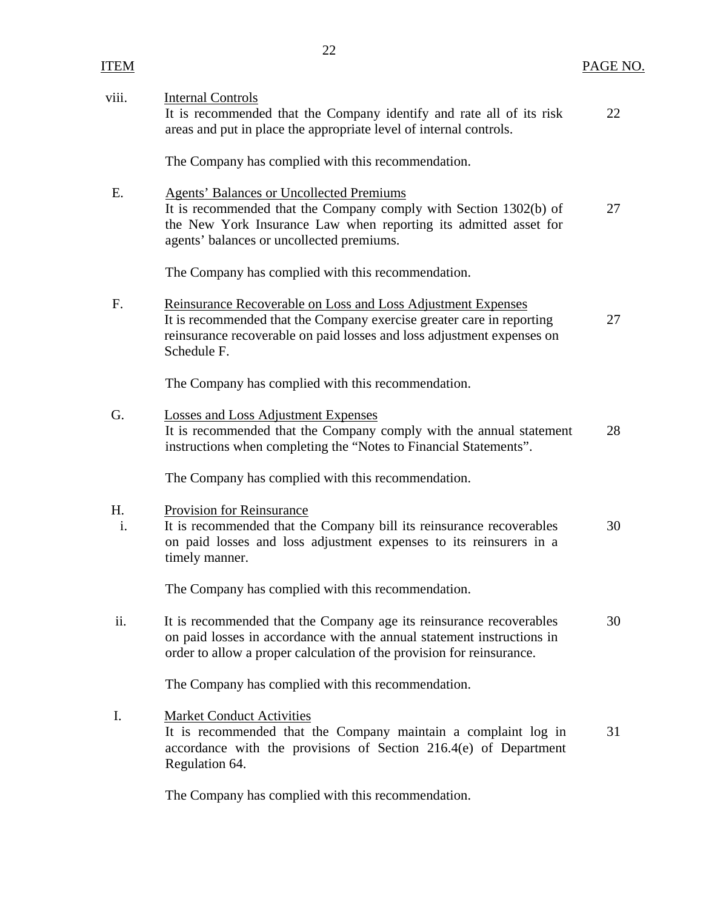| ITEM | | PAGE NO. |
|---|---|---|
| viii. | Internal Controls<br>It is recommended that the Company identify and rate all of its risk areas and put in place the appropriate level of internal controls. | 22 |
| | The Company has complied with this recommendation. | |
| E. | Agents' Balances or Uncollected Premiums<br>It is recommended that the Company comply with Section 1302(b) of the New York Insurance Law when reporting its admitted asset for agents' balances or uncollected premiums. | 27 |
| | The Company has complied with this recommendation. | |
| F. | Reinsurance Recoverable on Loss and Loss Adjustment Expenses<br>It is recommended that the Company exercise greater care in reporting reinsurance recoverable on paid losses and loss adjustment expenses on Schedule F. | 27 |
| | The Company has complied with this recommendation. | |
| G. | Losses and Loss Adjustment Expenses<br>It is recommended that the Company comply with the annual statement instructions when completing the "Notes to Financial Statements". | 28 |
| | The Company has complied with this recommendation. | |
| H.<br>i. | Provision for Reinsurance<br>It is recommended that the Company bill its reinsurance recoverables on paid losses and loss adjustment expenses to its reinsurers in a timely manner. | 30 |
| | The Company has complied with this recommendation. | |
| ii. | It is recommended that the Company age its reinsurance recoverables on paid losses in accordance with the annual statement instructions in order to allow a proper calculation of the provision for reinsurance. | 30 |
| | The Company has complied with this recommendation. | |
| I. | Market Conduct Activities<br>It is recommended that the Company maintain a complaint log in accordance with the provisions of Section 216.4(e) of Department Regulation 64. | 31 |
| | The Company has complied with this recommendation. | |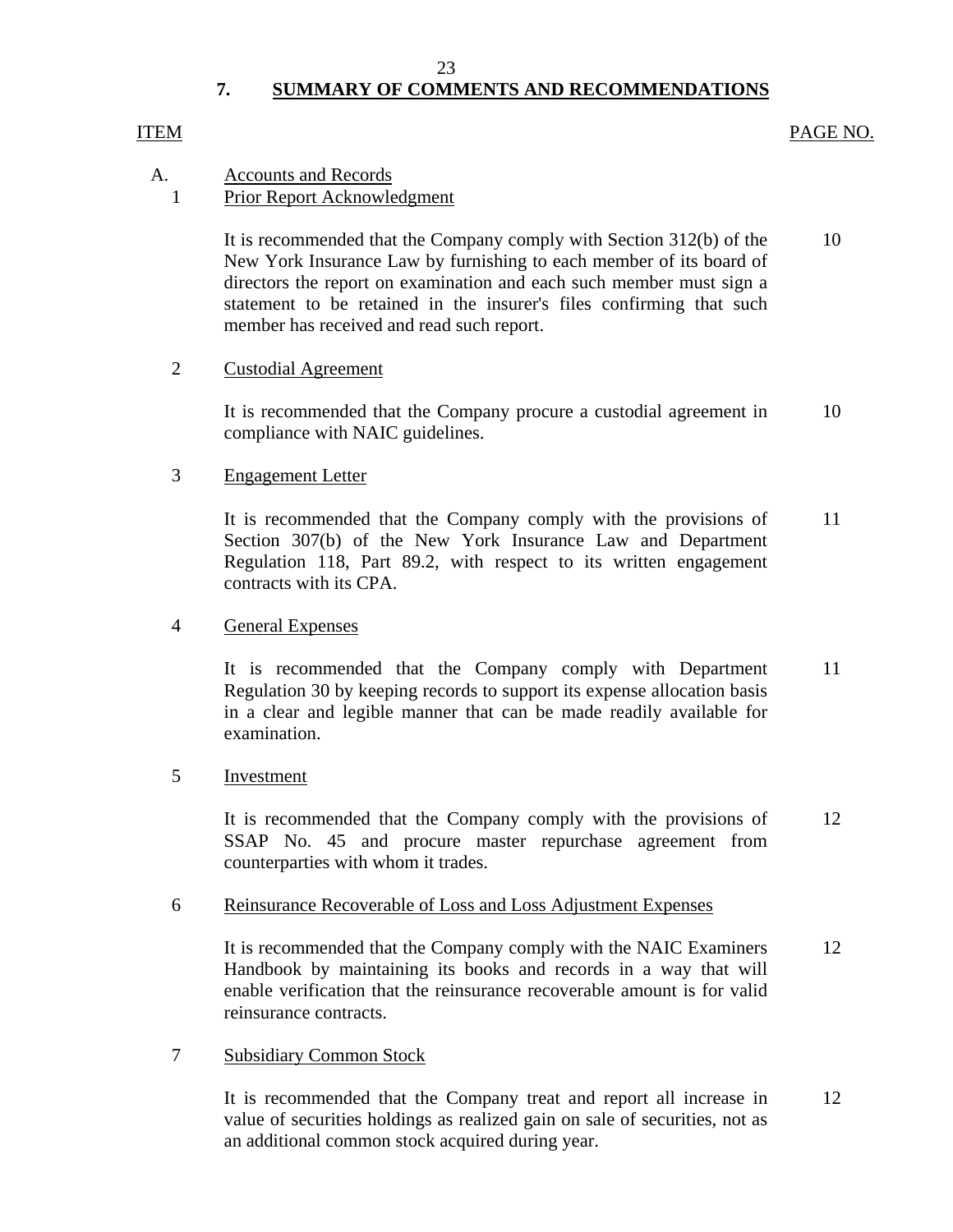## 7. SUMMARY OF COMMENTS AND RECOMMENDATIONS

| ITEM | | PAGE NO. |
|---|---|---|
| A. | Accounts and Records | |
| 1 | Prior Report Acknowledgment | |
| | It is recommended that the Company comply with Section 312(b) of the New York Insurance Law by furnishing to each member of its board of directors the report on examination and each such member must sign a statement to be retained in the insurer's files confirming that such member has received and read such report. | 10 |
| 2 | Custodial Agreement | |
| | It is recommended that the Company procure a custodial agreement in compliance with NAIC guidelines. | 10 |
| 3 | Engagement Letter | |
| | It is recommended that the Company comply with the provisions of Section 307(b) of the New York Insurance Law and Department Regulation 118, Part 89.2, with respect to its written engagement contracts with its CPA. | 11 |
| 4 | General Expenses | |
| | It is recommended that the Company comply with Department Regulation 30 by keeping records to support its expense allocation basis in a clear and legible manner that can be made readily available for examination. | 11 |
| 5 | Investment | |
| | It is recommended that the Company comply with the provisions of SSAP No. 45 and procure master repurchase agreement from counterparties with whom it trades. | 12 |
| 6 | Reinsurance Recoverable of Loss and Loss Adjustment Expenses | |
| | It is recommended that the Company comply with the NAIC Examiners Handbook by maintaining its books and records in a way that will enable verification that the reinsurance recoverable amount is for valid reinsurance contracts. | 12 |
| 7 | Subsidiary Common Stock | |
| | It is recommended that the Company treat and report all increase in value of securities holdings as realized gain on sale of securities, not as an additional common stock acquired during year. | 12 |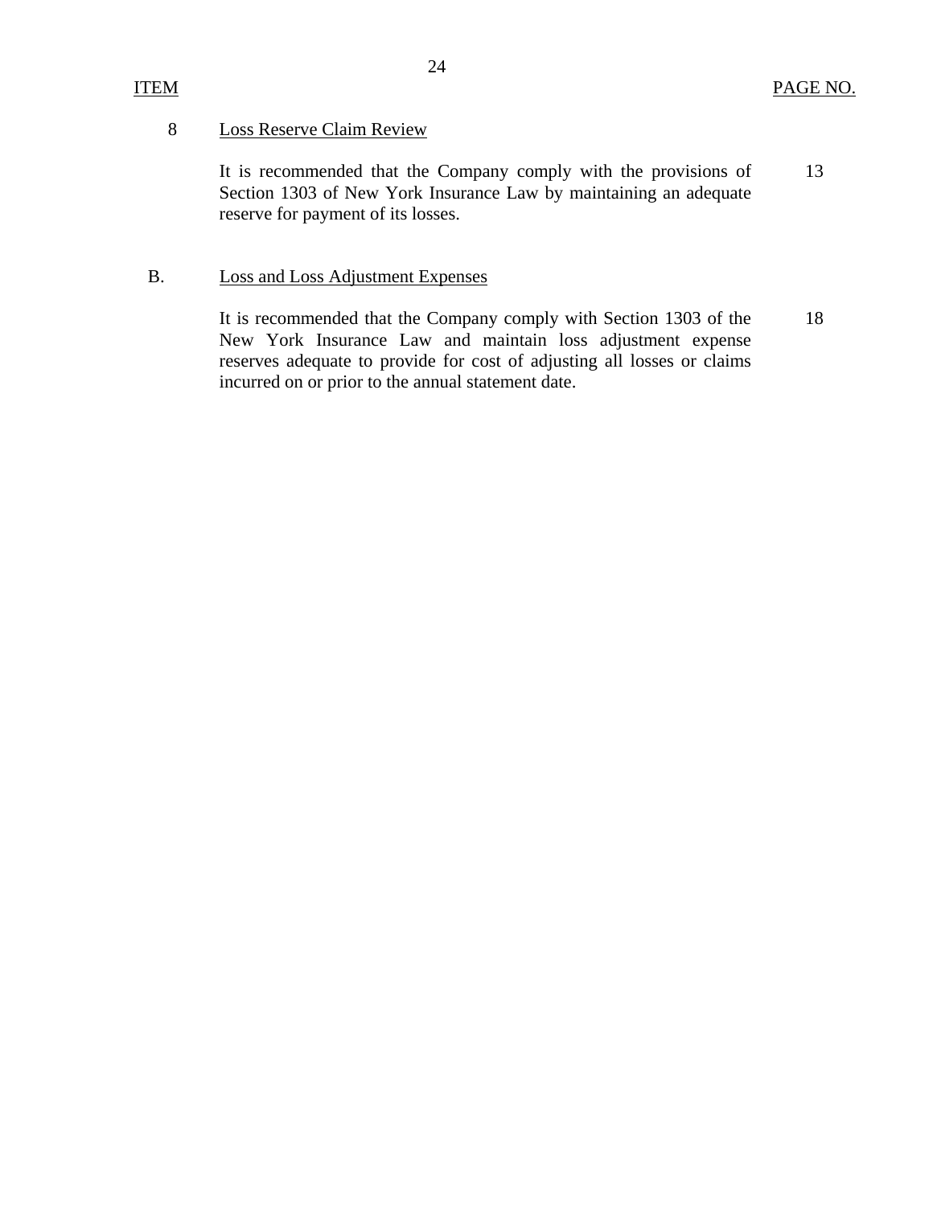| ITEM | | PAGE NO. |
|---|---|---|
| 8 | Loss Reserve Claim Review | |
| | It is recommended that the Company comply with the provisions of Section 1303 of New York Insurance Law by maintaining an adequate reserve for payment of its losses. | 13 |
| B. | Loss and Loss Adjustment Expenses | |
| | It is recommended that the Company comply with Section 1303 of the New York Insurance Law and maintain loss adjustment expense reserves adequate to provide for cost of adjusting all losses or claims incurred on or prior to the annual statement date. | 18 |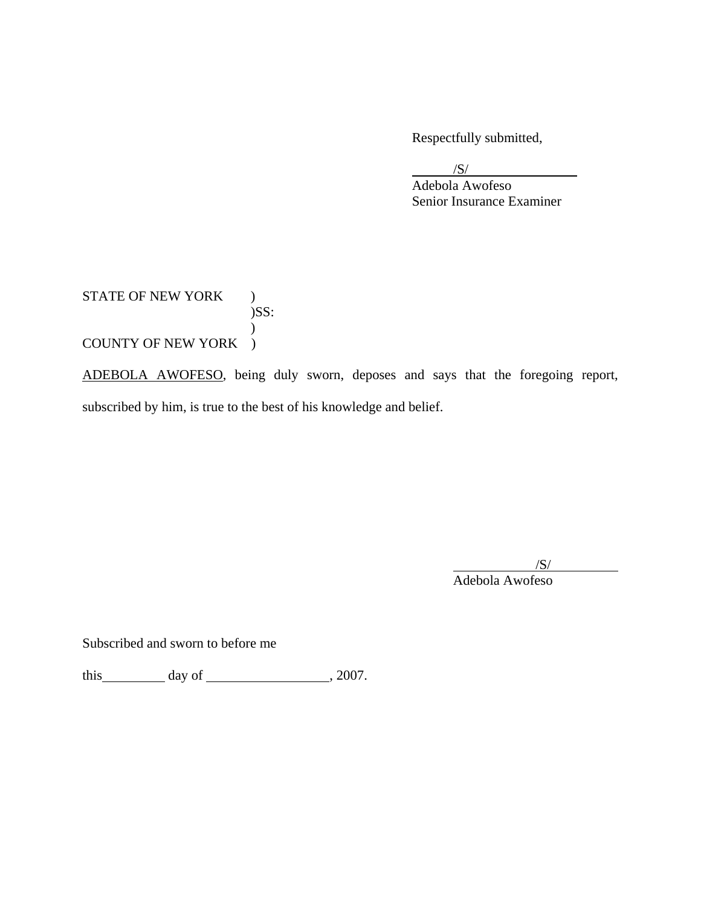Respectfully submitted,

/S/
Adebola Awofeso
Senior Insurance Examiner

STATE OF NEW YORK )
)SS:
)
COUNTY OF NEW YORK )

ADEBOLA AWOFESO, being duly sworn, deposes and says that the foregoing report, subscribed by him, is true to the best of his knowledge and belief.

/S/
Adebola Awofeso

Subscribed and sworn to before me

this\_\_\_\_\_\_\_\_\_ day of \_\_\_\_\_\_\_\_\_\_\_\_\_\_\_\_\_\_, 2007.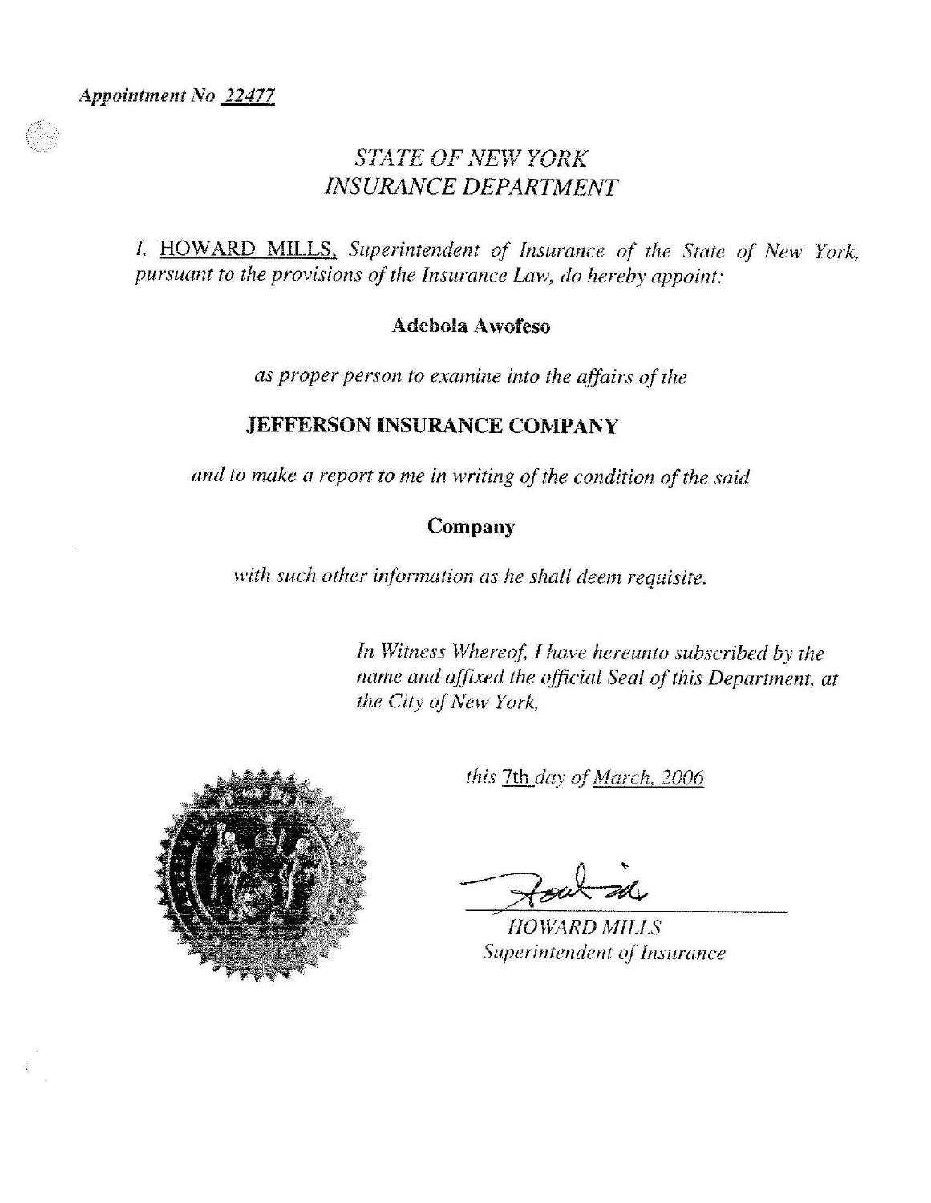*Appointment No 22477*

*STATE OF NEW YORK*
*INSURANCE DEPARTMENT*

*I,* HOWARD MILLS, *Superintendent of Insurance of the State of New York, pursuant to the provisions of the Insurance Law, do hereby appoint:*

**Adebola Awofeso**

*as proper person to examine into the affairs of the*

**JEFFERSON INSURANCE COMPANY**

*and to make a report to me in writing of the condition of the said*

**Company**

*with such other information as he shall deem requisite.*

*In Witness Whereof, I have hereunto subscribed by the name and affixed the official Seal of this Department, at the City of New York,*

*this 7th day of March, 2006*

*HOWARD MILLS*
*Superintendent of Insurance*